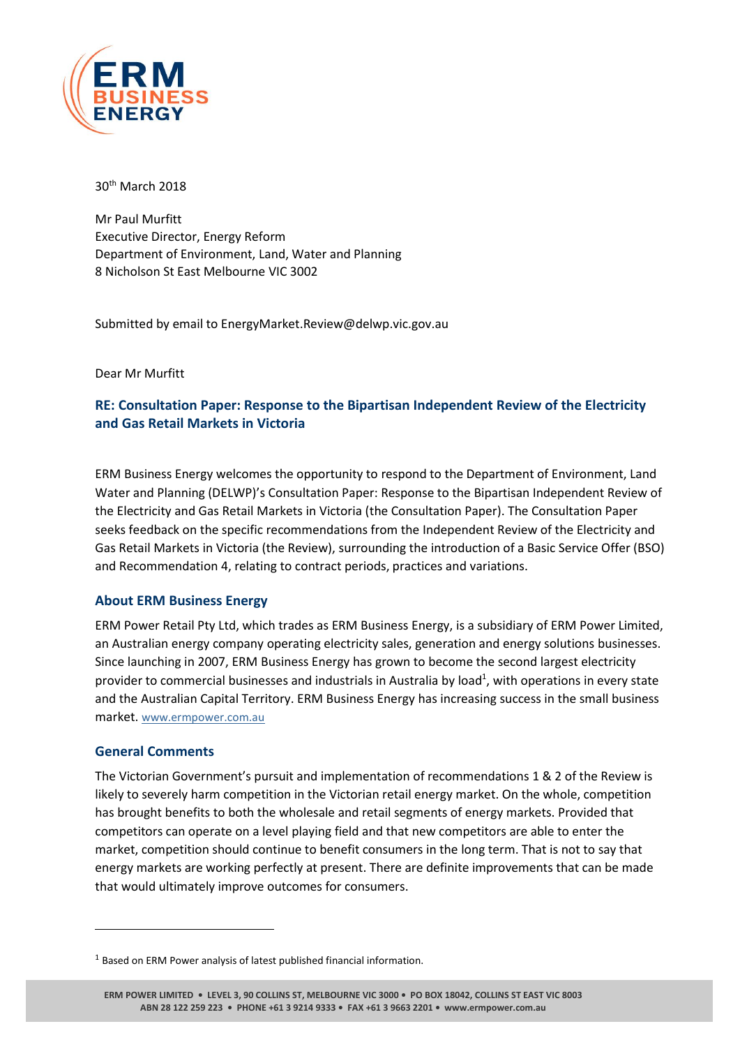30th March 2018

Mr Paul Murfitt
Executive Director, Energy Reform
Department of Environment, Land, Water and Planning
8 Nicholson St East Melbourne VIC 3002

Submitted by email to EnergyMarket.Review@delwp.vic.gov.au

Dear Mr Murfitt

## RE: Consultation Paper: Response to the Bipartisan Independent Review of the Electricity and Gas Retail Markets in Victoria

ERM Business Energy welcomes the opportunity to respond to the Department of Environment, Land Water and Planning (DELWP)'s Consultation Paper: Response to the Bipartisan Independent Review of the Electricity and Gas Retail Markets in Victoria (the Consultation Paper). The Consultation Paper seeks feedback on the specific recommendations from the Independent Review of the Electricity and Gas Retail Markets in Victoria (the Review), surrounding the introduction of a Basic Service Offer (BSO) and Recommendation 4, relating to contract periods, practices and variations.

### About ERM Business Energy

ERM Power Retail Pty Ltd, which trades as ERM Business Energy, is a subsidiary of ERM Power Limited, an Australian energy company operating electricity sales, generation and energy solutions businesses. Since launching in 2007, ERM Business Energy has grown to become the second largest electricity provider to commercial businesses and industrials in Australia by load[1], with operations in every state and the Australian Capital Territory. ERM Business Energy has increasing success in the small business market. www.ermpower.com.au

### General Comments

The Victorian Government's pursuit and implementation of recommendations 1 & 2 of the Review is likely to severely harm competition in the Victorian retail energy market. On the whole, competition has brought benefits to both the wholesale and retail segments of energy markets. Provided that competitors can operate on a level playing field and that new competitors are able to enter the market, competition should continue to benefit consumers in the long term. That is not to say that energy markets are working perfectly at present. There are definite improvements that can be made that would ultimately improve outcomes for consumers.

[1] Based on ERM Power analysis of latest published financial information.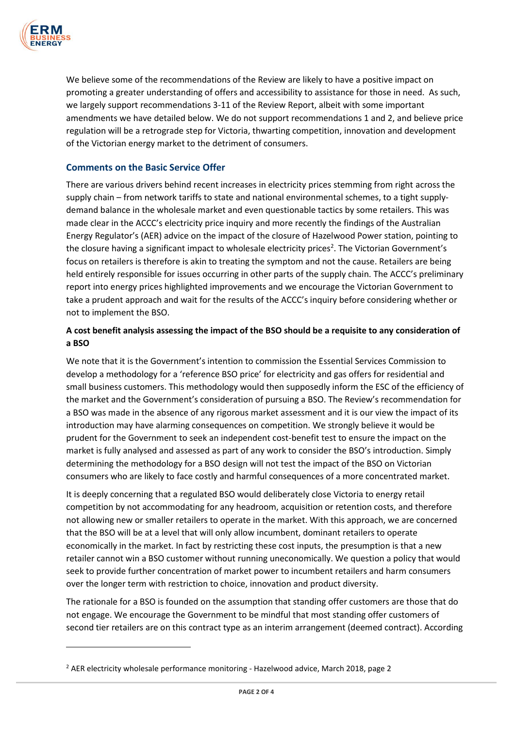We believe some of the recommendations of the Review are likely to have a positive impact on promoting a greater understanding of offers and accessibility to assistance for those in need. As such, we largely support recommendations 3-11 of the Review Report, albeit with some important amendments we have detailed below. We do not support recommendations 1 and 2, and believe price regulation will be a retrograde step for Victoria, thwarting competition, innovation and development of the Victorian energy market to the detriment of consumers.

## Comments on the Basic Service Offer

There are various drivers behind recent increases in electricity prices stemming from right across the supply chain – from network tariffs to state and national environmental schemes, to a tight supply-demand balance in the wholesale market and even questionable tactics by some retailers. This was made clear in the ACCC's electricity price inquiry and more recently the findings of the Australian Energy Regulator's (AER) advice on the impact of the closure of Hazelwood Power station, pointing to the closure having a significant impact to wholesale electricity prices[2]. The Victorian Government's focus on retailers is therefore is akin to treating the symptom and not the cause. Retailers are being held entirely responsible for issues occurring in other parts of the supply chain. The ACCC's preliminary report into energy prices highlighted improvements and we encourage the Victorian Government to take a prudent approach and wait for the results of the ACCC's inquiry before considering whether or not to implement the BSO.

**A cost benefit analysis assessing the impact of the BSO should be a requisite to any consideration of a BSO**

We note that it is the Government's intention to commission the Essential Services Commission to develop a methodology for a 'reference BSO price' for electricity and gas offers for residential and small business customers. This methodology would then supposedly inform the ESC of the efficiency of the market and the Government's consideration of pursuing a BSO. The Review's recommendation for a BSO was made in the absence of any rigorous market assessment and it is our view the impact of its introduction may have alarming consequences on competition. We strongly believe it would be prudent for the Government to seek an independent cost-benefit test to ensure the impact on the market is fully analysed and assessed as part of any work to consider the BSO's introduction. Simply determining the methodology for a BSO design will not test the impact of the BSO on Victorian consumers who are likely to face costly and harmful consequences of a more concentrated market.

It is deeply concerning that a regulated BSO would deliberately close Victoria to energy retail competition by not accommodating for any headroom, acquisition or retention costs, and therefore not allowing new or smaller retailers to operate in the market. With this approach, we are concerned that the BSO will be at a level that will only allow incumbent, dominant retailers to operate economically in the market. In fact by restricting these cost inputs, the presumption is that a new retailer cannot win a BSO customer without running uneconomically. We question a policy that would seek to provide further concentration of market power to incumbent retailers and harm consumers over the longer term with restriction to choice, innovation and product diversity.

The rationale for a BSO is founded on the assumption that standing offer customers are those that do not engage. We encourage the Government to be mindful that most standing offer customers of second tier retailers are on this contract type as an interim arrangement (deemed contract). According

[2] AER electricity wholesale performance monitoring - Hazelwood advice, March 2018, page 2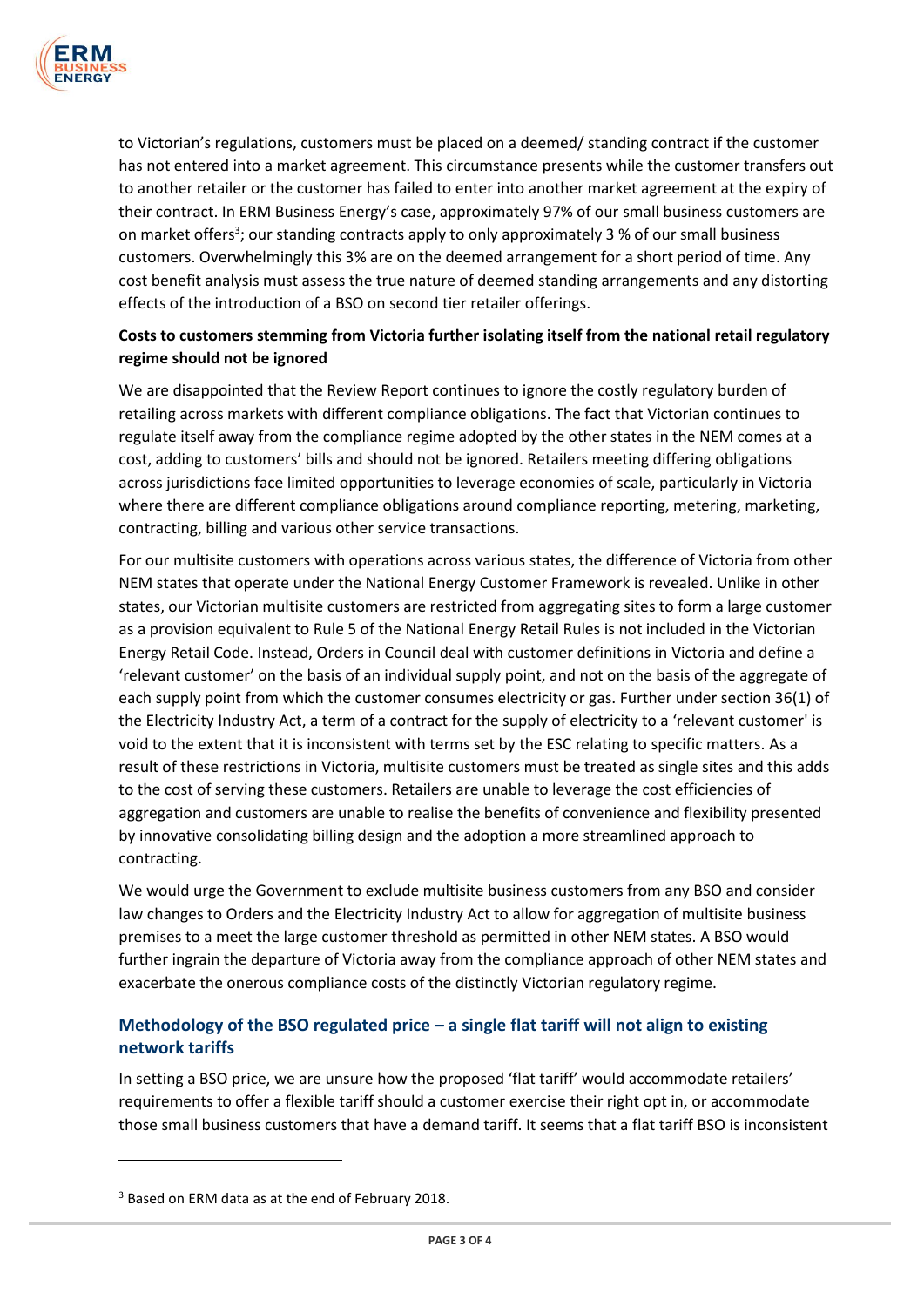to Victorian's regulations, customers must be placed on a deemed/ standing contract if the customer has not entered into a market agreement. This circumstance presents while the customer transfers out to another retailer or the customer has failed to enter into another market agreement at the expiry of their contract. In ERM Business Energy's case, approximately 97% of our small business customers are on market offers[3]; our standing contracts apply to only approximately 3 % of our small business customers. Overwhelmingly this 3% are on the deemed arrangement for a short period of time. Any cost benefit analysis must assess the true nature of deemed standing arrangements and any distorting effects of the introduction of a BSO on second tier retailer offerings.

**Costs to customers stemming from Victoria further isolating itself from the national retail regulatory regime should not be ignored**

We are disappointed that the Review Report continues to ignore the costly regulatory burden of retailing across markets with different compliance obligations. The fact that Victorian continues to regulate itself away from the compliance regime adopted by the other states in the NEM comes at a cost, adding to customers' bills and should not be ignored. Retailers meeting differing obligations across jurisdictions face limited opportunities to leverage economies of scale, particularly in Victoria where there are different compliance obligations around compliance reporting, metering, marketing, contracting, billing and various other service transactions.

For our multisite customers with operations across various states, the difference of Victoria from other NEM states that operate under the National Energy Customer Framework is revealed. Unlike in other states, our Victorian multisite customers are restricted from aggregating sites to form a large customer as a provision equivalent to Rule 5 of the National Energy Retail Rules is not included in the Victorian Energy Retail Code. Instead, Orders in Council deal with customer definitions in Victoria and define a 'relevant customer' on the basis of an individual supply point, and not on the basis of the aggregate of each supply point from which the customer consumes electricity or gas. Further under section 36(1) of the Electricity Industry Act, a term of a contract for the supply of electricity to a 'relevant customer' is void to the extent that it is inconsistent with terms set by the ESC relating to specific matters. As a result of these restrictions in Victoria, multisite customers must be treated as single sites and this adds to the cost of serving these customers. Retailers are unable to leverage the cost efficiencies of aggregation and customers are unable to realise the benefits of convenience and flexibility presented by innovative consolidating billing design and the adoption a more streamlined approach to contracting.

We would urge the Government to exclude multisite business customers from any BSO and consider law changes to Orders and the Electricity Industry Act to allow for aggregation of multisite business premises to a meet the large customer threshold as permitted in other NEM states. A BSO would further ingrain the departure of Victoria away from the compliance approach of other NEM states and exacerbate the onerous compliance costs of the distinctly Victorian regulatory regime.

## Methodology of the BSO regulated price – a single flat tariff will not align to existing network tariffs

In setting a BSO price, we are unsure how the proposed 'flat tariff' would accommodate retailers' requirements to offer a flexible tariff should a customer exercise their right opt in, or accommodate those small business customers that have a demand tariff. It seems that a flat tariff BSO is inconsistent

[3] Based on ERM data as at the end of February 2018.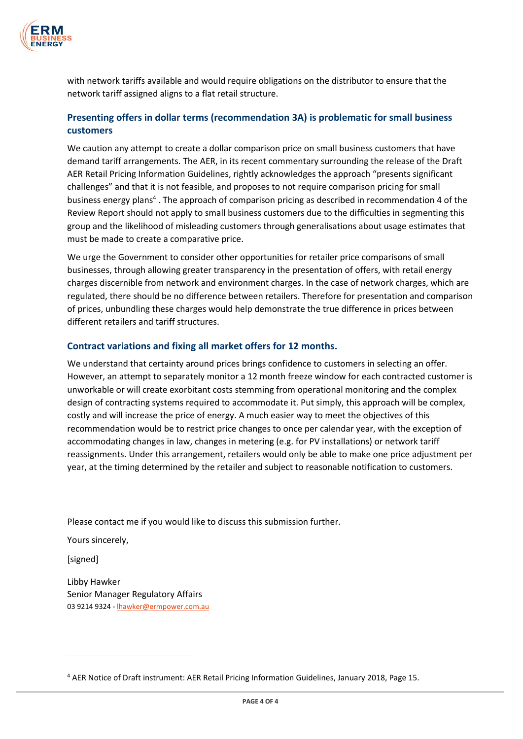with network tariffs available and would require obligations on the distributor to ensure that the network tariff assigned aligns to a flat retail structure.

### Presenting offers in dollar terms (recommendation 3A) is problematic for small business customers

We caution any attempt to create a dollar comparison price on small business customers that have demand tariff arrangements. The AER, in its recent commentary surrounding the release of the Draft AER Retail Pricing Information Guidelines, rightly acknowledges the approach "presents significant challenges" and that it is not feasible, and proposes to not require comparison pricing for small business energy plans[4] . The approach of comparison pricing as described in recommendation 4 of the Review Report should not apply to small business customers due to the difficulties in segmenting this group and the likelihood of misleading customers through generalisations about usage estimates that must be made to create a comparative price.

We urge the Government to consider other opportunities for retailer price comparisons of small businesses, through allowing greater transparency in the presentation of offers, with retail energy charges discernible from network and environment charges. In the case of network charges, which are regulated, there should be no difference between retailers. Therefore for presentation and comparison of prices, unbundling these charges would help demonstrate the true difference in prices between different retailers and tariff structures.

### Contract variations and fixing all market offers for 12 months.

We understand that certainty around prices brings confidence to customers in selecting an offer. However, an attempt to separately monitor a 12 month freeze window for each contracted customer is unworkable or will create exorbitant costs stemming from operational monitoring and the complex design of contracting systems required to accommodate it. Put simply, this approach will be complex, costly and will increase the price of energy. A much easier way to meet the objectives of this recommendation would be to restrict price changes to once per calendar year, with the exception of accommodating changes in law, changes in metering (e.g. for PV installations) or network tariff reassignments. Under this arrangement, retailers would only be able to make one price adjustment per year, at the timing determined by the retailer and subject to reasonable notification to customers.

Please contact me if you would like to discuss this submission further.

Yours sincerely,

[signed]

Libby Hawker
Senior Manager Regulatory Affairs
03 9214 9324 - lhawker@ermpower.com.au

---

[4] AER Notice of Draft instrument: AER Retail Pricing Information Guidelines, January 2018, Page 15.